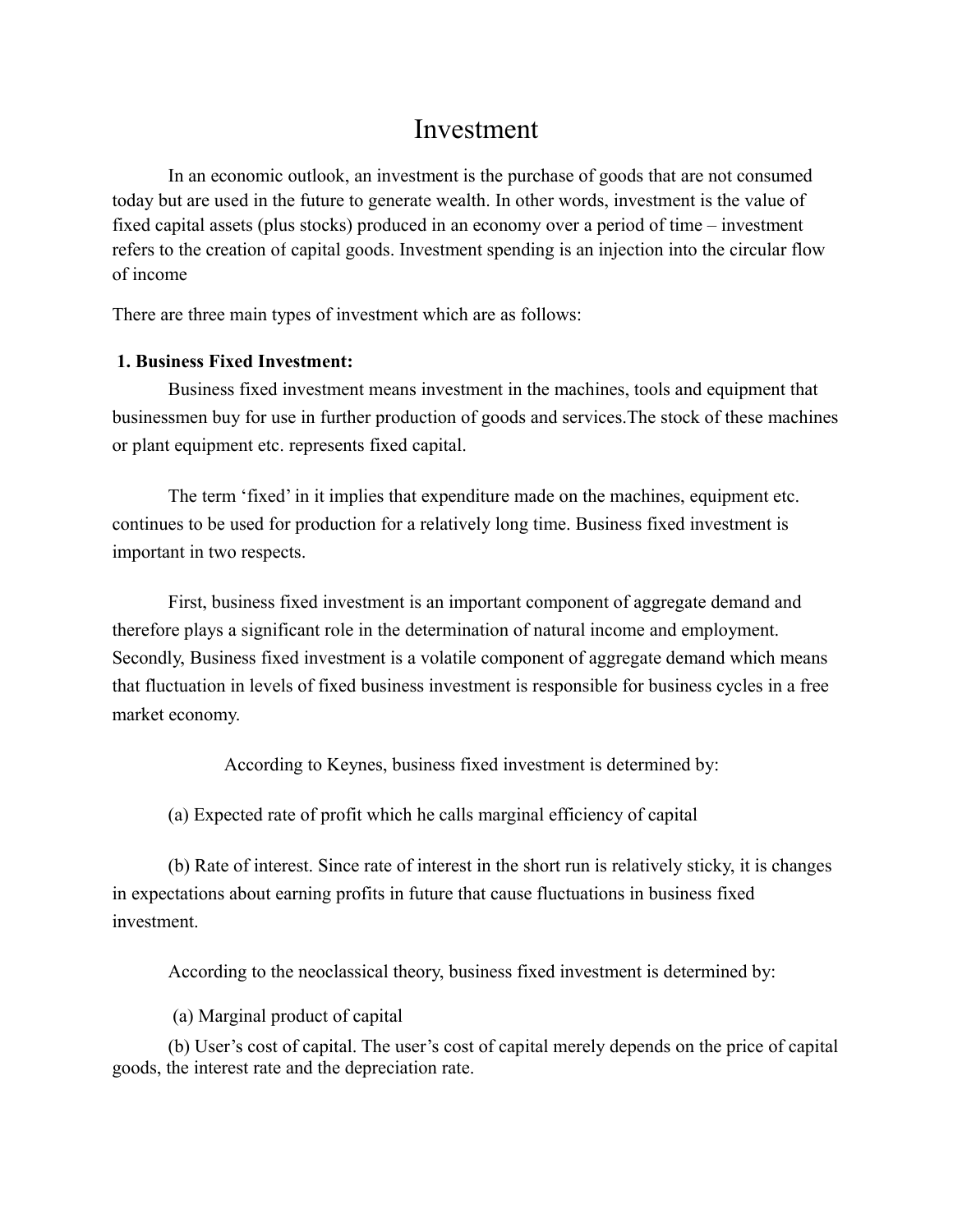# Investment

In an economic outlook, an investment is the purchase of goods that are not consumed today but are used in the future to generate wealth. In other words, investment is the value of fixed capital assets (plus stocks) produced in an economy over a period of time – investment refers to the creation of capital goods. Investment spending is an injection into the circular flow of income

There are three main types of investment which are as follows:

**1. Business Fixed Investment:**

Business fixed investment means investment in the machines, tools and equipment that businessmen buy for use in further production of goods and services.The stock of these machines or plant equipment etc. represents fixed capital.

The term 'fixed' in it implies that expenditure made on the machines, equipment etc. continues to be used for production for a relatively long time. Business fixed investment is important in two respects.

First, business fixed investment is an important component of aggregate demand and therefore plays a significant role in the determination of natural income and employment. Secondly, Business fixed investment is a volatile component of aggregate demand which means that fluctuation in levels of fixed business investment is responsible for business cycles in a free market economy.

According to Keynes, business fixed investment is determined by:

(a) Expected rate of profit which he calls marginal efficiency of capital

(b) Rate of interest. Since rate of interest in the short run is relatively sticky, it is changes in expectations about earning profits in future that cause fluctuations in business fixed investment.

According to the neoclassical theory, business fixed investment is determined by:

(a) Marginal product of capital

(b) User's cost of capital. The user's cost of capital merely depends on the price of capital goods, the interest rate and the depreciation rate.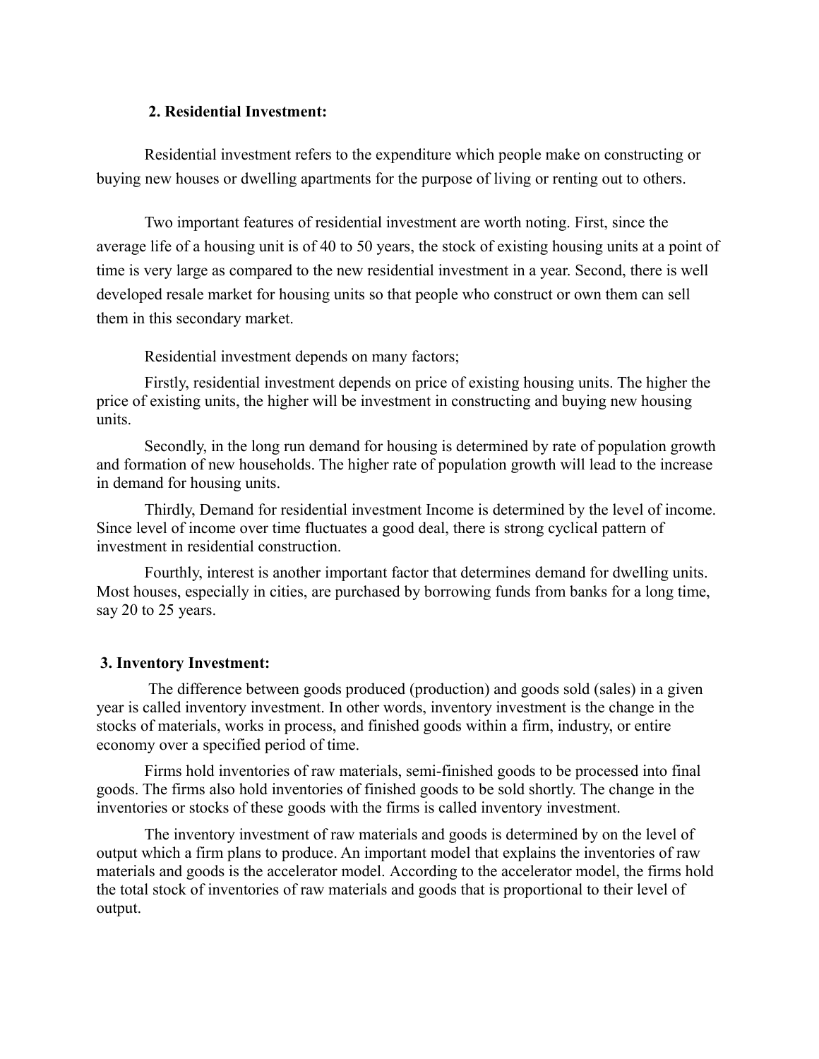**2. Residential Investment:**

Residential investment refers to the expenditure which people make on constructing or buying new houses or dwelling apartments for the purpose of living or renting out to others.

Two important features of residential investment are worth noting. First, since the average life of a housing unit is of 40 to 50 years, the stock of existing housing units at a point of time is very large as compared to the new residential investment in a year. Second, there is well developed resale market for housing units so that people who construct or own them can sell them in this secondary market.

Residential investment depends on many factors;

Firstly, residential investment depends on price of existing housing units. The higher the price of existing units, the higher will be investment in constructing and buying new housing units.

Secondly, in the long run demand for housing is determined by rate of population growth and formation of new households. The higher rate of population growth will lead to the increase in demand for housing units.

Thirdly, Demand for residential investment Income is determined by the level of income. Since level of income over time fluctuates a good deal, there is strong cyclical pattern of investment in residential construction.

Fourthly, interest is another important factor that determines demand for dwelling units. Most houses, especially in cities, are purchased by borrowing funds from banks for a long time, say 20 to 25 years.

**3. Inventory Investment:**

The difference between goods produced (production) and goods sold (sales) in a given year is called inventory investment. In other words, inventory investment is the change in the stocks of materials, works in process, and finished goods within a firm, industry, or entire economy over a specified period of time.

Firms hold inventories of raw materials, semi-finished goods to be processed into final goods. The firms also hold inventories of finished goods to be sold shortly. The change in the inventories or stocks of these goods with the firms is called inventory investment.

The inventory investment of raw materials and goods is determined by on the level of output which a firm plans to produce. An important model that explains the inventories of raw materials and goods is the accelerator model. According to the accelerator model, the firms hold the total stock of inventories of raw materials and goods that is proportional to their level of output.